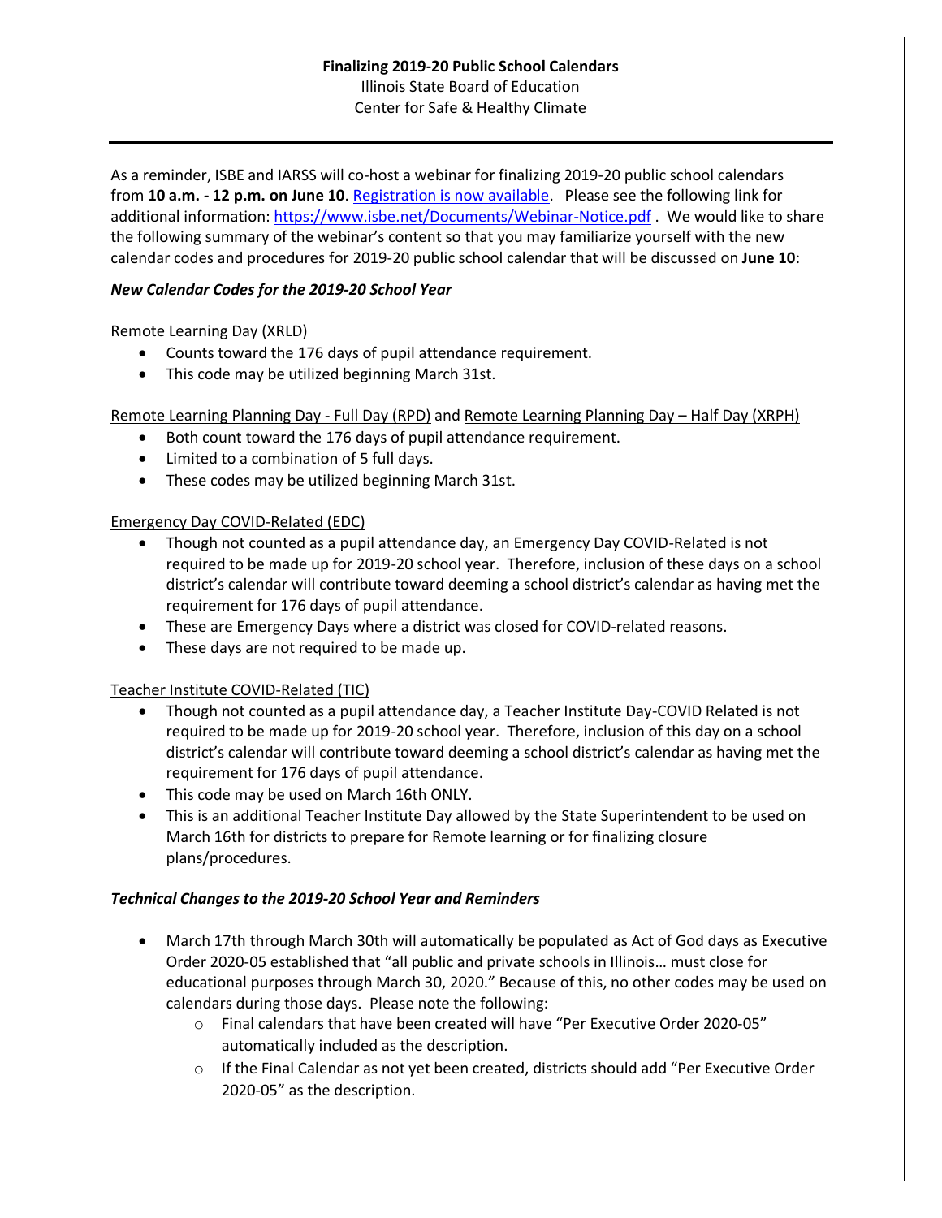**Finalizing 2019-20 Public School Calendars**

Illinois State Board of Education

Center for Safe & Healthy Climate

---

As a reminder, ISBE and IARSS will co-host a webinar for finalizing 2019-20 public school calendars from **10 a.m. - 12 p.m. on June 10**. Registration is now available. Please see the following link for additional information: https://www.isbe.net/Documents/Webinar-Notice.pdf . We would like to share the following summary of the webinar's content so that you may familiarize yourself with the new calendar codes and procedures for 2019-20 public school calendar that will be discussed on **June 10**:

***New Calendar Codes for the 2019-20 School Year***

Remote Learning Day (XRLD)

- Counts toward the 176 days of pupil attendance requirement.
- This code may be utilized beginning March 31st.

Remote Learning Planning Day - Full Day (RPD) and Remote Learning Planning Day – Half Day (XRPH)

- Both count toward the 176 days of pupil attendance requirement.
- Limited to a combination of 5 full days.
- These codes may be utilized beginning March 31st.

Emergency Day COVID-Related (EDC)

- Though not counted as a pupil attendance day, an Emergency Day COVID-Related is not required to be made up for 2019-20 school year. Therefore, inclusion of these days on a school district's calendar will contribute toward deeming a school district's calendar as having met the requirement for 176 days of pupil attendance.
- These are Emergency Days where a district was closed for COVID-related reasons.
- These days are not required to be made up.

Teacher Institute COVID-Related (TIC)

- Though not counted as a pupil attendance day, a Teacher Institute Day-COVID Related is not required to be made up for 2019-20 school year. Therefore, inclusion of this day on a school district's calendar will contribute toward deeming a school district's calendar as having met the requirement for 176 days of pupil attendance.
- This code may be used on March 16th ONLY.
- This is an additional Teacher Institute Day allowed by the State Superintendent to be used on March 16th for districts to prepare for Remote learning or for finalizing closure plans/procedures.

***Technical Changes to the 2019-20 School Year and Reminders***

- March 17th through March 30th will automatically be populated as Act of God days as Executive Order 2020-05 established that "all public and private schools in Illinois… must close for educational purposes through March 30, 2020." Because of this, no other codes may be used on calendars during those days. Please note the following:
  - Final calendars that have been created will have "Per Executive Order 2020-05" automatically included as the description.
  - If the Final Calendar as not yet been created, districts should add "Per Executive Order 2020-05" as the description.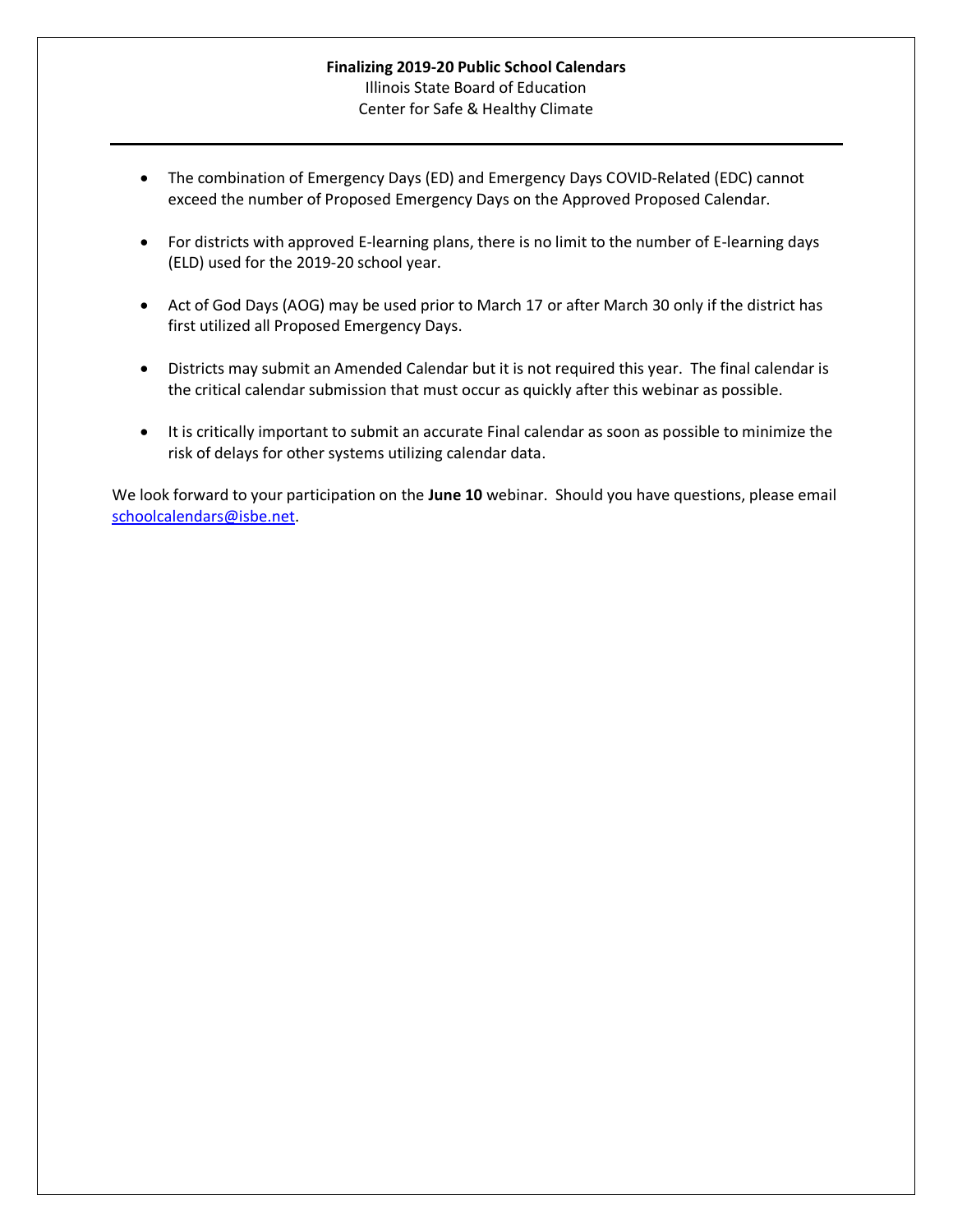- The combination of Emergency Days (ED) and Emergency Days COVID-Related (EDC) cannot exceed the number of Proposed Emergency Days on the Approved Proposed Calendar.
- For districts with approved E-learning plans, there is no limit to the number of E-learning days (ELD) used for the 2019-20 school year.
- Act of God Days (AOG) may be used prior to March 17 or after March 30 only if the district has first utilized all Proposed Emergency Days.
- Districts may submit an Amended Calendar but it is not required this year. The final calendar is the critical calendar submission that must occur as quickly after this webinar as possible.
- It is critically important to submit an accurate Final calendar as soon as possible to minimize the risk of delays for other systems utilizing calendar data.

We look forward to your participation on the **June 10** webinar. Should you have questions, please email schoolcalendars@isbe.net.